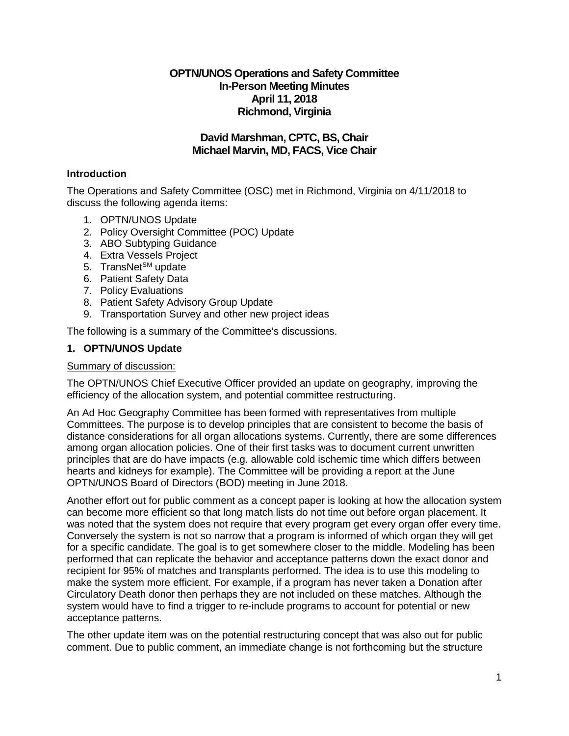# OPTN/UNOS Operations and Safety Committee
## In-Person Meeting Minutes
## April 11, 2018
## Richmond, Virginia

**David Marshman, CPTC, BS, Chair**
**Michael Marvin, MD, FACS, Vice Chair**

### Introduction

The Operations and Safety Committee (OSC) met in Richmond, Virginia on 4/11/2018 to discuss the following agenda items:

1. OPTN/UNOS Update
2. Policy Oversight Committee (POC) Update
3. ABO Subtyping Guidance
4. Extra Vessels Project
5. TransNet[SM] update
6. Patient Safety Data
7. Policy Evaluations
8. Patient Safety Advisory Group Update
9. Transportation Survey and other new project ideas

The following is a summary of the Committee's discussions.

### 1. OPTN/UNOS Update

Summary of discussion:

The OPTN/UNOS Chief Executive Officer provided an update on geography, improving the efficiency of the allocation system, and potential committee restructuring.

An Ad Hoc Geography Committee has been formed with representatives from multiple Committees. The purpose is to develop principles that are consistent to become the basis of distance considerations for all organ allocations systems. Currently, there are some differences among organ allocation policies. One of their first tasks was to document current unwritten principles that are do have impacts (e.g. allowable cold ischemic time which differs between hearts and kidneys for example). The Committee will be providing a report at the June OPTN/UNOS Board of Directors (BOD) meeting in June 2018.

Another effort out for public comment as a concept paper is looking at how the allocation system can become more efficient so that long match lists do not time out before organ placement. It was noted that the system does not require that every program get every organ offer every time. Conversely the system is not so narrow that a program is informed of which organ they will get for a specific candidate. The goal is to get somewhere closer to the middle. Modeling has been performed that can replicate the behavior and acceptance patterns down the exact donor and recipient for 95% of matches and transplants performed. The idea is to use this modeling to make the system more efficient. For example, if a program has never taken a Donation after Circulatory Death donor then perhaps they are not included on these matches. Although the system would have to find a trigger to re-include programs to account for potential or new acceptance patterns.

The other update item was on the potential restructuring concept that was also out for public comment. Due to public comment, an immediate change is not forthcoming but the structure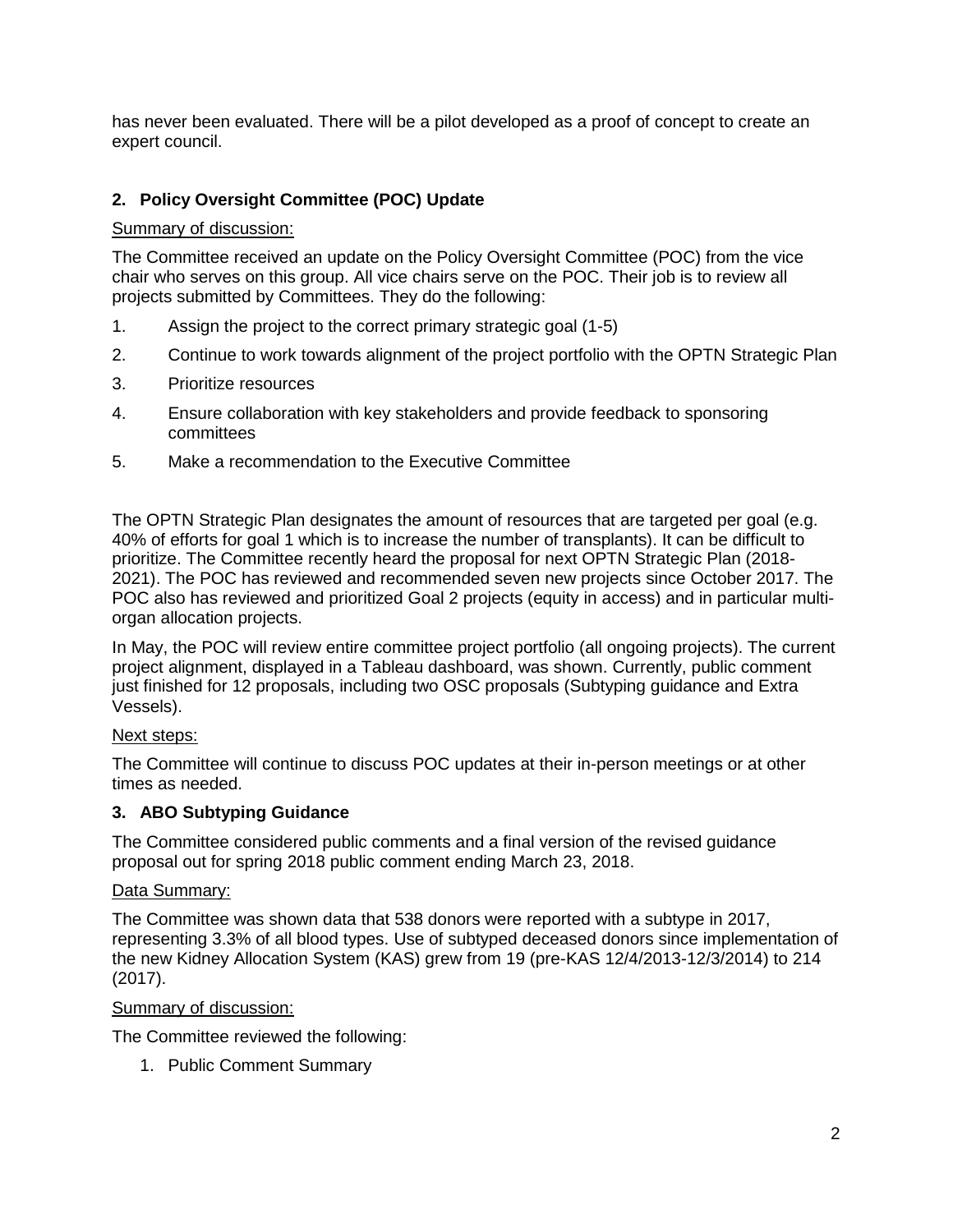has never been evaluated. There will be a pilot developed as a proof of concept to create an expert council.

## 2. Policy Oversight Committee (POC) Update

Summary of discussion:

The Committee received an update on the Policy Oversight Committee (POC) from the vice chair who serves on this group. All vice chairs serve on the POC. Their job is to review all projects submitted by Committees. They do the following:

1. Assign the project to the correct primary strategic goal (1-5)
2. Continue to work towards alignment of the project portfolio with the OPTN Strategic Plan
3. Prioritize resources
4. Ensure collaboration with key stakeholders and provide feedback to sponsoring committees
5. Make a recommendation to the Executive Committee

The OPTN Strategic Plan designates the amount of resources that are targeted per goal (e.g. 40% of efforts for goal 1 which is to increase the number of transplants). It can be difficult to prioritize. The Committee recently heard the proposal for next OPTN Strategic Plan (2018-2021). The POC has reviewed and recommended seven new projects since October 2017. The POC also has reviewed and prioritized Goal 2 projects (equity in access) and in particular multi-organ allocation projects.

In May, the POC will review entire committee project portfolio (all ongoing projects). The current project alignment, displayed in a Tableau dashboard, was shown. Currently, public comment just finished for 12 proposals, including two OSC proposals (Subtyping guidance and Extra Vessels).

Next steps:

The Committee will continue to discuss POC updates at their in-person meetings or at other times as needed.

## 3. ABO Subtyping Guidance

The Committee considered public comments and a final version of the revised guidance proposal out for spring 2018 public comment ending March 23, 2018.

Data Summary:

The Committee was shown data that 538 donors were reported with a subtype in 2017, representing 3.3% of all blood types. Use of subtyped deceased donors since implementation of the new Kidney Allocation System (KAS) grew from 19 (pre-KAS 12/4/2013-12/3/2014) to 214 (2017).

Summary of discussion:

The Committee reviewed the following:

1. Public Comment Summary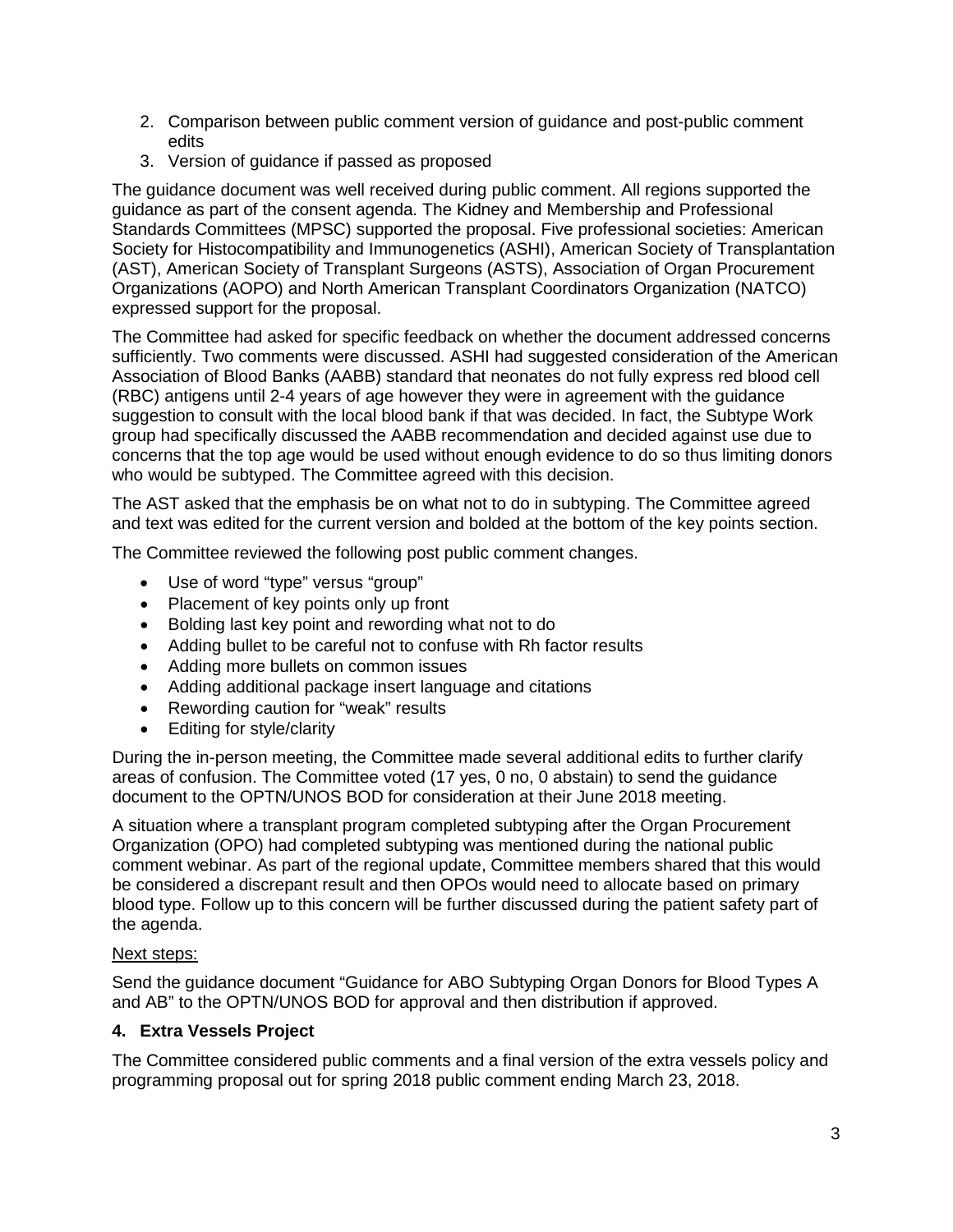2. Comparison between public comment version of guidance and post-public comment edits
3. Version of guidance if passed as proposed

The guidance document was well received during public comment. All regions supported the guidance as part of the consent agenda. The Kidney and Membership and Professional Standards Committees (MPSC) supported the proposal. Five professional societies: American Society for Histocompatibility and Immunogenetics (ASHI), American Society of Transplantation (AST), American Society of Transplant Surgeons (ASTS), Association of Organ Procurement Organizations (AOPO) and North American Transplant Coordinators Organization (NATCO) expressed support for the proposal.

The Committee had asked for specific feedback on whether the document addressed concerns sufficiently. Two comments were discussed. ASHI had suggested consideration of the American Association of Blood Banks (AABB) standard that neonates do not fully express red blood cell (RBC) antigens until 2-4 years of age however they were in agreement with the guidance suggestion to consult with the local blood bank if that was decided. In fact, the Subtype Work group had specifically discussed the AABB recommendation and decided against use due to concerns that the top age would be used without enough evidence to do so thus limiting donors who would be subtyped. The Committee agreed with this decision.

The AST asked that the emphasis be on what not to do in subtyping. The Committee agreed and text was edited for the current version and bolded at the bottom of the key points section.

The Committee reviewed the following post public comment changes.

- Use of word "type" versus "group"
- Placement of key points only up front
- Bolding last key point and rewording what not to do
- Adding bullet to be careful not to confuse with Rh factor results
- Adding more bullets on common issues
- Adding additional package insert language and citations
- Rewording caution for "weak" results
- Editing for style/clarity

During the in-person meeting, the Committee made several additional edits to further clarify areas of confusion. The Committee voted (17 yes, 0 no, 0 abstain) to send the guidance document to the OPTN/UNOS BOD for consideration at their June 2018 meeting.

A situation where a transplant program completed subtyping after the Organ Procurement Organization (OPO) had completed subtyping was mentioned during the national public comment webinar. As part of the regional update, Committee members shared that this would be considered a discrepant result and then OPOs would need to allocate based on primary blood type. Follow up to this concern will be further discussed during the patient safety part of the agenda.

Next steps:

Send the guidance document "Guidance for ABO Subtyping Organ Donors for Blood Types A and AB" to the OPTN/UNOS BOD for approval and then distribution if approved.

### 4. Extra Vessels Project

The Committee considered public comments and a final version of the extra vessels policy and programming proposal out for spring 2018 public comment ending March 23, 2018.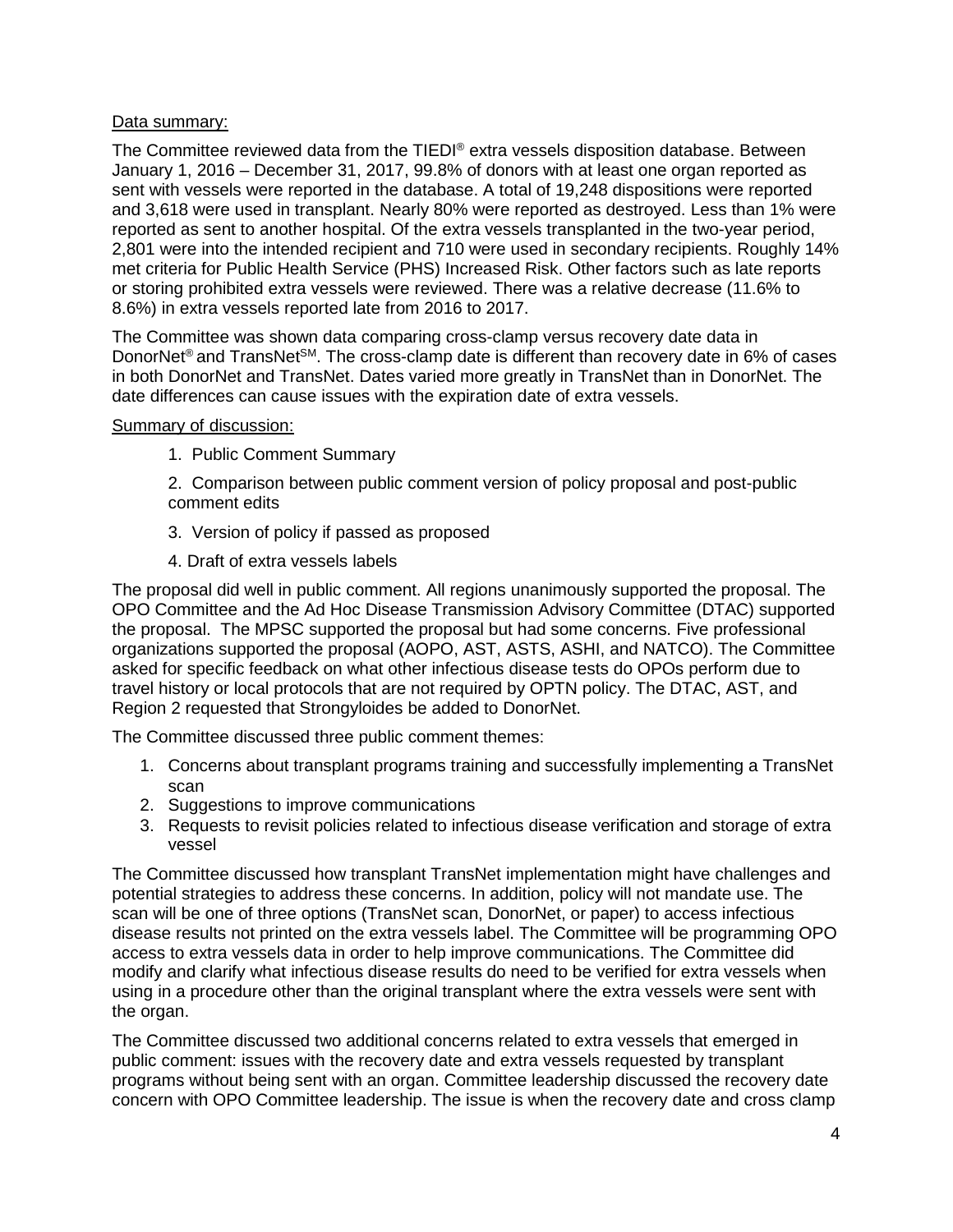Data summary:

The Committee reviewed data from the TIEDI® extra vessels disposition database. Between January 1, 2016 – December 31, 2017, 99.8% of donors with at least one organ reported as sent with vessels were reported in the database. A total of 19,248 dispositions were reported and 3,618 were used in transplant. Nearly 80% were reported as destroyed. Less than 1% were reported as sent to another hospital. Of the extra vessels transplanted in the two-year period, 2,801 were into the intended recipient and 710 were used in secondary recipients. Roughly 14% met criteria for Public Health Service (PHS) Increased Risk. Other factors such as late reports or storing prohibited extra vessels were reviewed. There was a relative decrease (11.6% to 8.6%) in extra vessels reported late from 2016 to 2017.

The Committee was shown data comparing cross-clamp versus recovery date data in DonorNet® and TransNet℠. The cross-clamp date is different than recovery date in 6% of cases in both DonorNet and TransNet. Dates varied more greatly in TransNet than in DonorNet. The date differences can cause issues with the expiration date of extra vessels.

Summary of discussion:

1. Public Comment Summary
2. Comparison between public comment version of policy proposal and post-public comment edits
3. Version of policy if passed as proposed
4. Draft of extra vessels labels

The proposal did well in public comment. All regions unanimously supported the proposal. The OPO Committee and the Ad Hoc Disease Transmission Advisory Committee (DTAC) supported the proposal. The MPSC supported the proposal but had some concerns. Five professional organizations supported the proposal (AOPO, AST, ASTS, ASHI, and NATCO). The Committee asked for specific feedback on what other infectious disease tests do OPOs perform due to travel history or local protocols that are not required by OPTN policy. The DTAC, AST, and Region 2 requested that Strongyloides be added to DonorNet.

The Committee discussed three public comment themes:

1. Concerns about transplant programs training and successfully implementing a TransNet scan
2. Suggestions to improve communications
3. Requests to revisit policies related to infectious disease verification and storage of extra vessel

The Committee discussed how transplant TransNet implementation might have challenges and potential strategies to address these concerns. In addition, policy will not mandate use. The scan will be one of three options (TransNet scan, DonorNet, or paper) to access infectious disease results not printed on the extra vessels label. The Committee will be programming OPO access to extra vessels data in order to help improve communications. The Committee did modify and clarify what infectious disease results do need to be verified for extra vessels when using in a procedure other than the original transplant where the extra vessels were sent with the organ.

The Committee discussed two additional concerns related to extra vessels that emerged in public comment: issues with the recovery date and extra vessels requested by transplant programs without being sent with an organ. Committee leadership discussed the recovery date concern with OPO Committee leadership. The issue is when the recovery date and cross clamp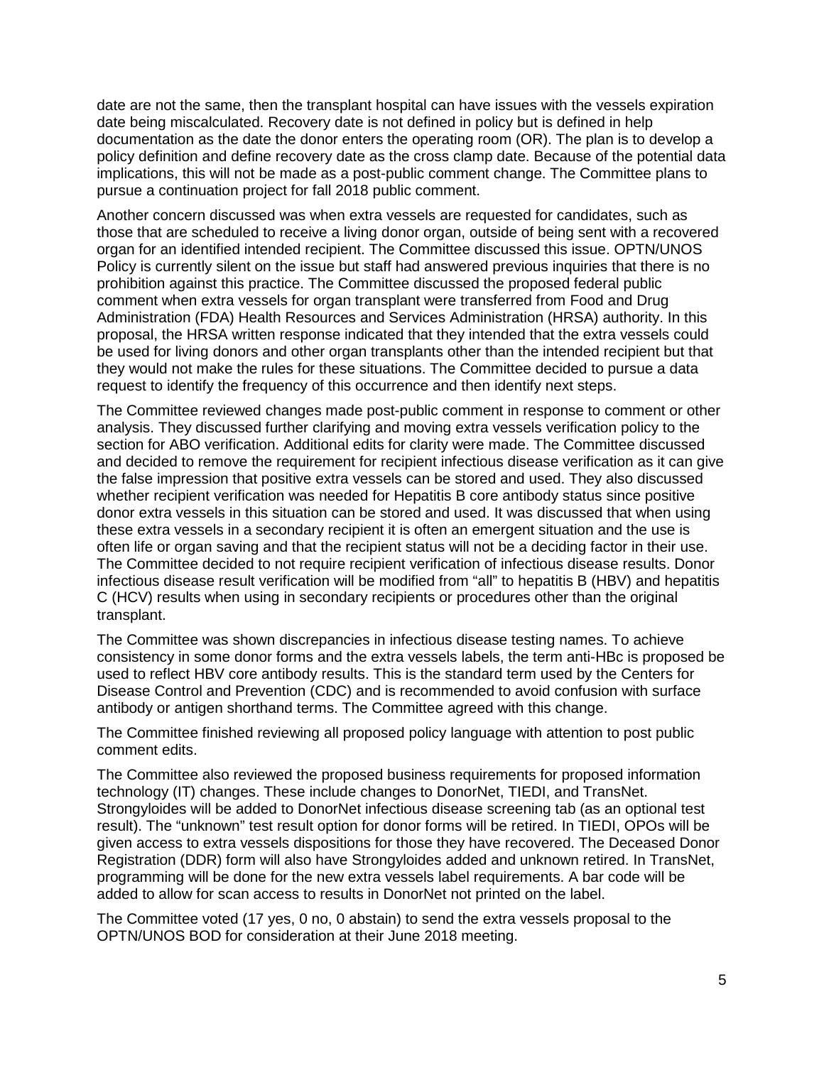date are not the same, then the transplant hospital can have issues with the vessels expiration date being miscalculated. Recovery date is not defined in policy but is defined in help documentation as the date the donor enters the operating room (OR). The plan is to develop a policy definition and define recovery date as the cross clamp date. Because of the potential data implications, this will not be made as a post-public comment change. The Committee plans to pursue a continuation project for fall 2018 public comment.

Another concern discussed was when extra vessels are requested for candidates, such as those that are scheduled to receive a living donor organ, outside of being sent with a recovered organ for an identified intended recipient. The Committee discussed this issue. OPTN/UNOS Policy is currently silent on the issue but staff had answered previous inquiries that there is no prohibition against this practice. The Committee discussed the proposed federal public comment when extra vessels for organ transplant were transferred from Food and Drug Administration (FDA) Health Resources and Services Administration (HRSA) authority. In this proposal, the HRSA written response indicated that they intended that the extra vessels could be used for living donors and other organ transplants other than the intended recipient but that they would not make the rules for these situations. The Committee decided to pursue a data request to identify the frequency of this occurrence and then identify next steps.

The Committee reviewed changes made post-public comment in response to comment or other analysis. They discussed further clarifying and moving extra vessels verification policy to the section for ABO verification. Additional edits for clarity were made. The Committee discussed and decided to remove the requirement for recipient infectious disease verification as it can give the false impression that positive extra vessels can be stored and used. They also discussed whether recipient verification was needed for Hepatitis B core antibody status since positive donor extra vessels in this situation can be stored and used. It was discussed that when using these extra vessels in a secondary recipient it is often an emergent situation and the use is often life or organ saving and that the recipient status will not be a deciding factor in their use. The Committee decided to not require recipient verification of infectious disease results. Donor infectious disease result verification will be modified from "all" to hepatitis B (HBV) and hepatitis C (HCV) results when using in secondary recipients or procedures other than the original transplant.

The Committee was shown discrepancies in infectious disease testing names. To achieve consistency in some donor forms and the extra vessels labels, the term anti-HBc is proposed be used to reflect HBV core antibody results. This is the standard term used by the Centers for Disease Control and Prevention (CDC) and is recommended to avoid confusion with surface antibody or antigen shorthand terms. The Committee agreed with this change.

The Committee finished reviewing all proposed policy language with attention to post public comment edits.

The Committee also reviewed the proposed business requirements for proposed information technology (IT) changes. These include changes to DonorNet, TIEDI, and TransNet. Strongyloides will be added to DonorNet infectious disease screening tab (as an optional test result). The "unknown" test result option for donor forms will be retired. In TIEDI, OPOs will be given access to extra vessels dispositions for those they have recovered. The Deceased Donor Registration (DDR) form will also have Strongyloides added and unknown retired. In TransNet, programming will be done for the new extra vessels label requirements. A bar code will be added to allow for scan access to results in DonorNet not printed on the label.

The Committee voted (17 yes, 0 no, 0 abstain) to send the extra vessels proposal to the OPTN/UNOS BOD for consideration at their June 2018 meeting.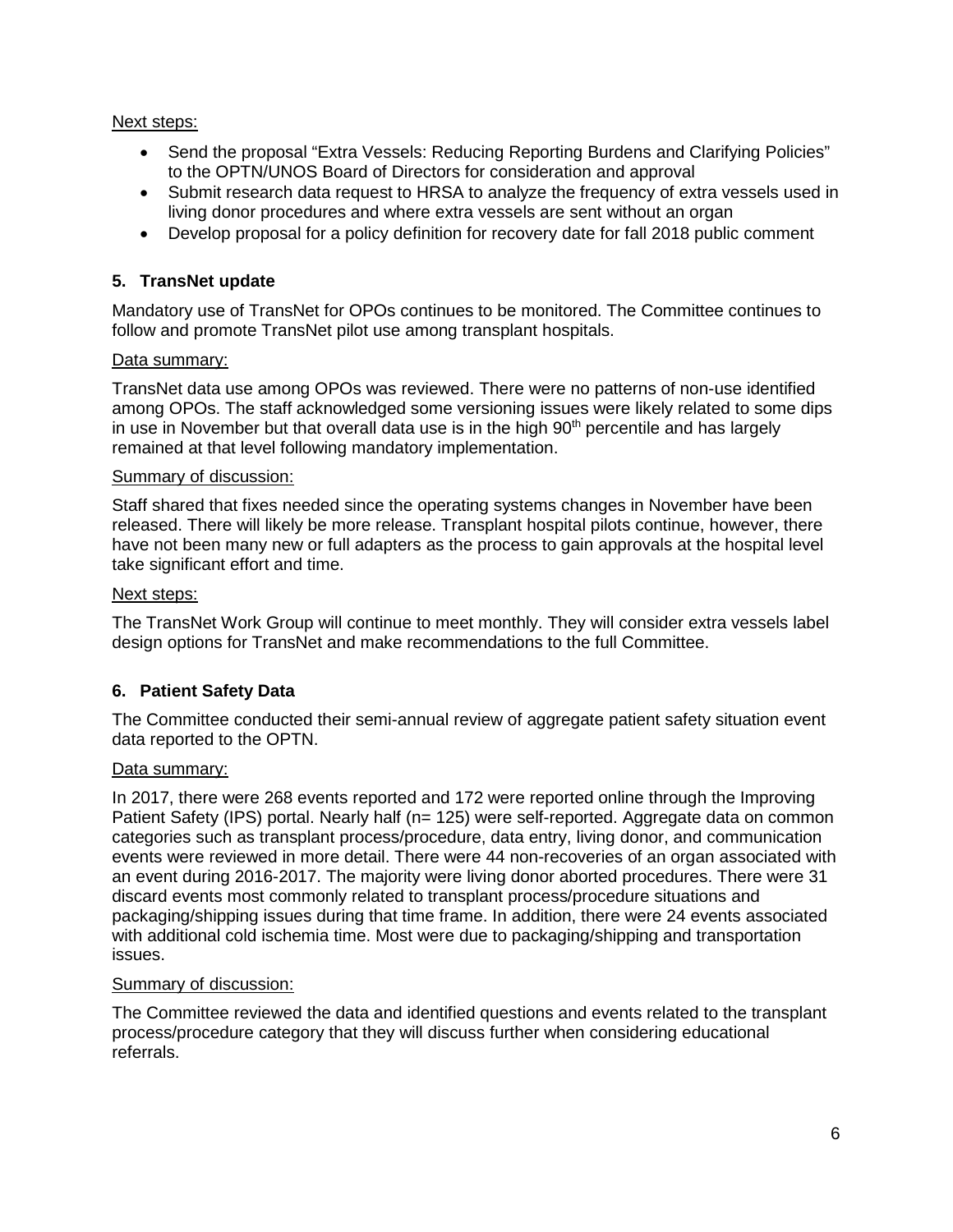Next steps:

- Send the proposal "Extra Vessels: Reducing Reporting Burdens and Clarifying Policies" to the OPTN/UNOS Board of Directors for consideration and approval
- Submit research data request to HRSA to analyze the frequency of extra vessels used in living donor procedures and where extra vessels are sent without an organ
- Develop proposal for a policy definition for recovery date for fall 2018 public comment

### 5. TransNet update

Mandatory use of TransNet for OPOs continues to be monitored. The Committee continues to follow and promote TransNet pilot use among transplant hospitals.

Data summary:

TransNet data use among OPOs was reviewed. There were no patterns of non-use identified among OPOs. The staff acknowledged some versioning issues were likely related to some dips in use in November but that overall data use is in the high 90th percentile and has largely remained at that level following mandatory implementation.

Summary of discussion:

Staff shared that fixes needed since the operating systems changes in November have been released. There will likely be more release. Transplant hospital pilots continue, however, there have not been many new or full adapters as the process to gain approvals at the hospital level take significant effort and time.

Next steps:

The TransNet Work Group will continue to meet monthly. They will consider extra vessels label design options for TransNet and make recommendations to the full Committee.

### 6. Patient Safety Data

The Committee conducted their semi-annual review of aggregate patient safety situation event data reported to the OPTN.

Data summary:

In 2017, there were 268 events reported and 172 were reported online through the Improving Patient Safety (IPS) portal. Nearly half (n= 125) were self-reported. Aggregate data on common categories such as transplant process/procedure, data entry, living donor, and communication events were reviewed in more detail. There were 44 non-recoveries of an organ associated with an event during 2016-2017. The majority were living donor aborted procedures. There were 31 discard events most commonly related to transplant process/procedure situations and packaging/shipping issues during that time frame. In addition, there were 24 events associated with additional cold ischemia time. Most were due to packaging/shipping and transportation issues.

Summary of discussion:

The Committee reviewed the data and identified questions and events related to the transplant process/procedure category that they will discuss further when considering educational referrals.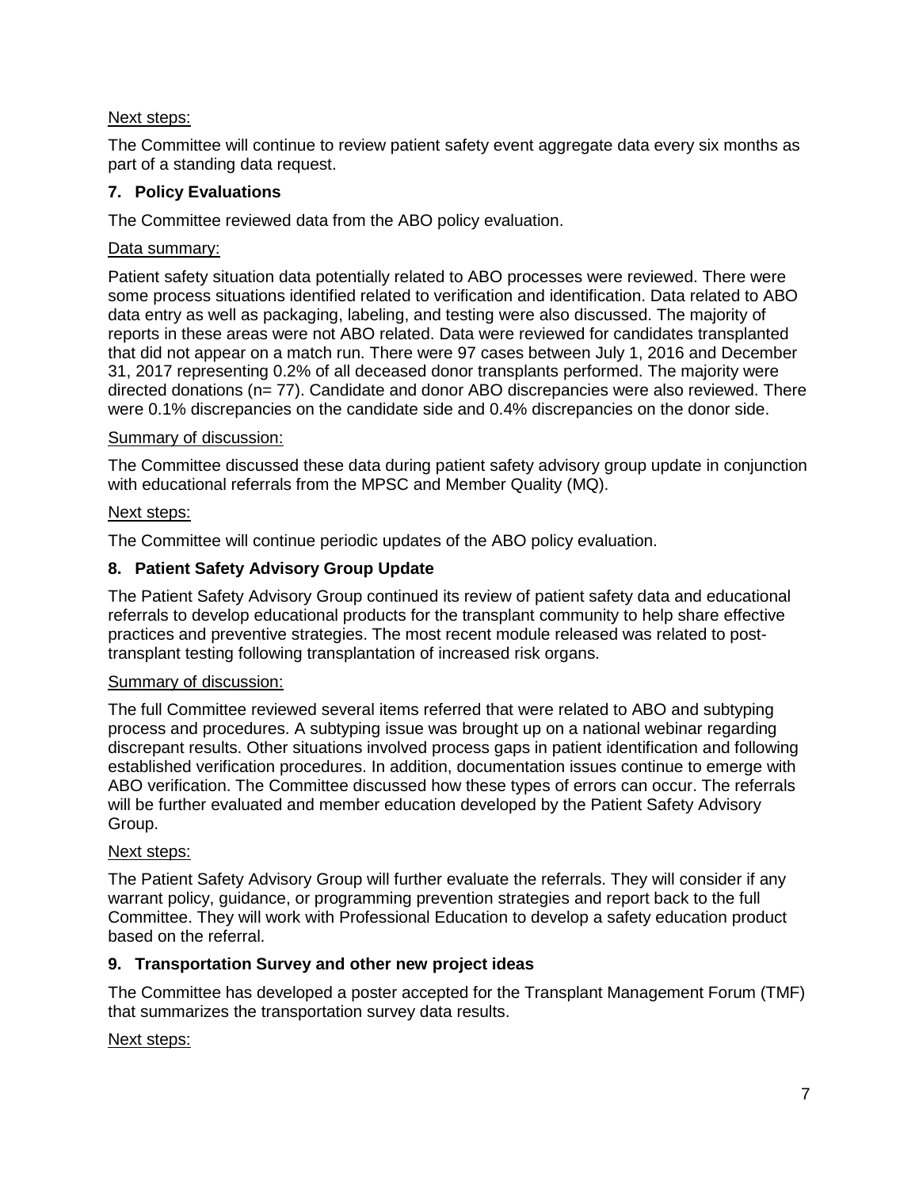Next steps:

The Committee will continue to review patient safety event aggregate data every six months as part of a standing data request.

### 7. Policy Evaluations

The Committee reviewed data from the ABO policy evaluation.

Data summary:

Patient safety situation data potentially related to ABO processes were reviewed. There were some process situations identified related to verification and identification. Data related to ABO data entry as well as packaging, labeling, and testing were also discussed. The majority of reports in these areas were not ABO related. Data were reviewed for candidates transplanted that did not appear on a match run. There were 97 cases between July 1, 2016 and December 31, 2017 representing 0.2% of all deceased donor transplants performed. The majority were directed donations (n= 77). Candidate and donor ABO discrepancies were also reviewed. There were 0.1% discrepancies on the candidate side and 0.4% discrepancies on the donor side.

Summary of discussion:

The Committee discussed these data during patient safety advisory group update in conjunction with educational referrals from the MPSC and Member Quality (MQ).

Next steps:

The Committee will continue periodic updates of the ABO policy evaluation.

### 8. Patient Safety Advisory Group Update

The Patient Safety Advisory Group continued its review of patient safety data and educational referrals to develop educational products for the transplant community to help share effective practices and preventive strategies. The most recent module released was related to post-transplant testing following transplantation of increased risk organs.

Summary of discussion:

The full Committee reviewed several items referred that were related to ABO and subtyping process and procedures. A subtyping issue was brought up on a national webinar regarding discrepant results. Other situations involved process gaps in patient identification and following established verification procedures. In addition, documentation issues continue to emerge with ABO verification. The Committee discussed how these types of errors can occur. The referrals will be further evaluated and member education developed by the Patient Safety Advisory Group.

Next steps:

The Patient Safety Advisory Group will further evaluate the referrals. They will consider if any warrant policy, guidance, or programming prevention strategies and report back to the full Committee. They will work with Professional Education to develop a safety education product based on the referral.

### 9. Transportation Survey and other new project ideas

The Committee has developed a poster accepted for the Transplant Management Forum (TMF) that summarizes the transportation survey data results.

Next steps: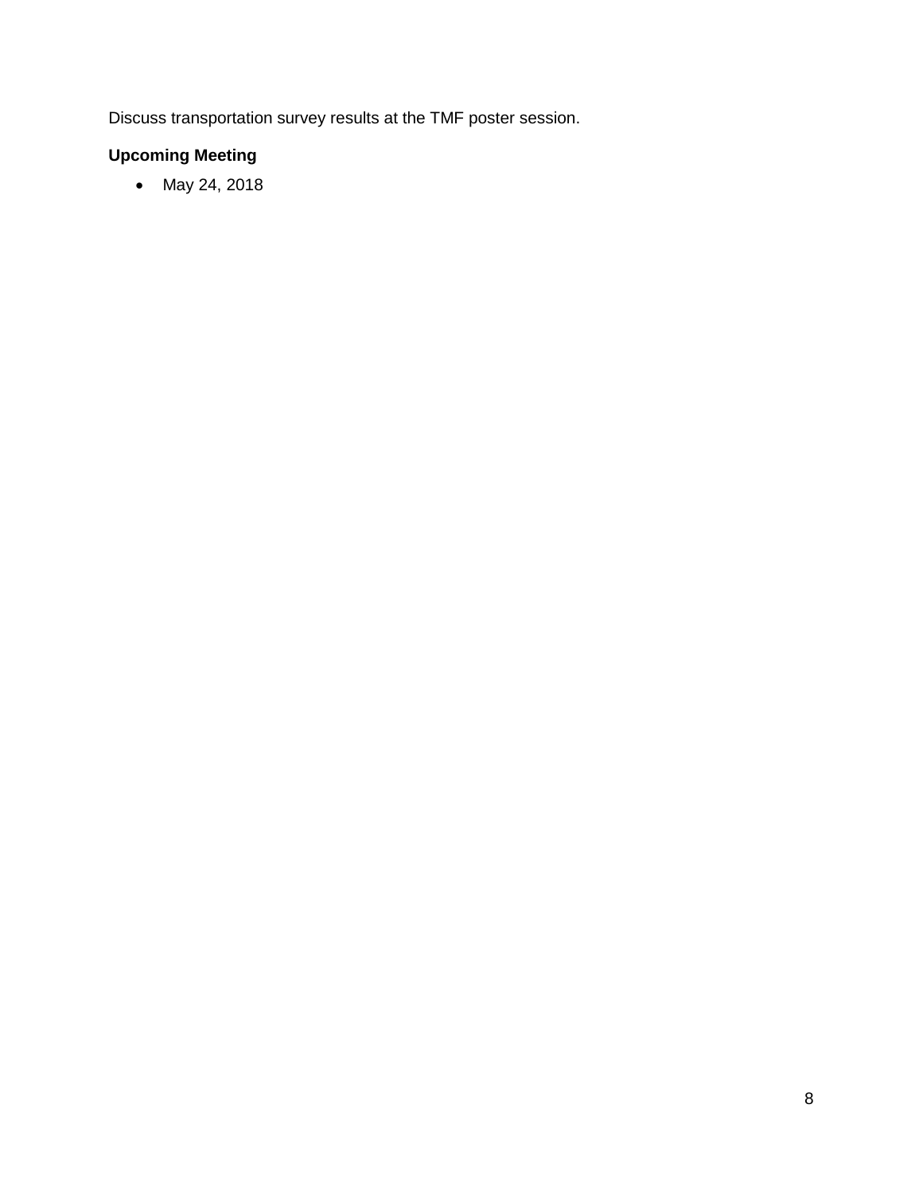Discuss transportation survey results at the TMF poster session.

**Upcoming Meeting**

- May 24, 2018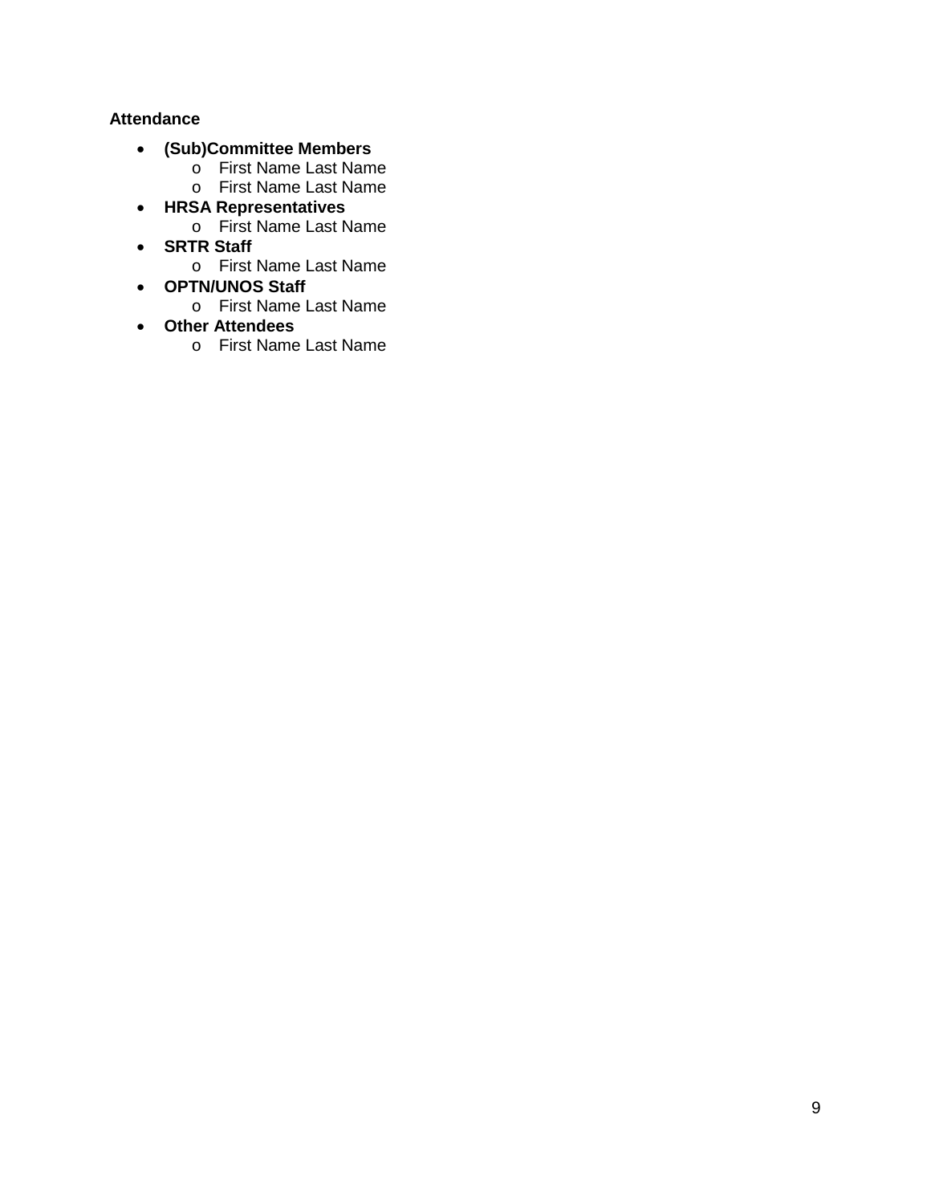**Attendance**

- **(Sub)Committee Members**
    - First Name Last Name
    - First Name Last Name
- **HRSA Representatives**
    - First Name Last Name
- **SRTR Staff**
    - First Name Last Name
- **OPTN/UNOS Staff**
    - First Name Last Name
- **Other Attendees**
    - First Name Last Name